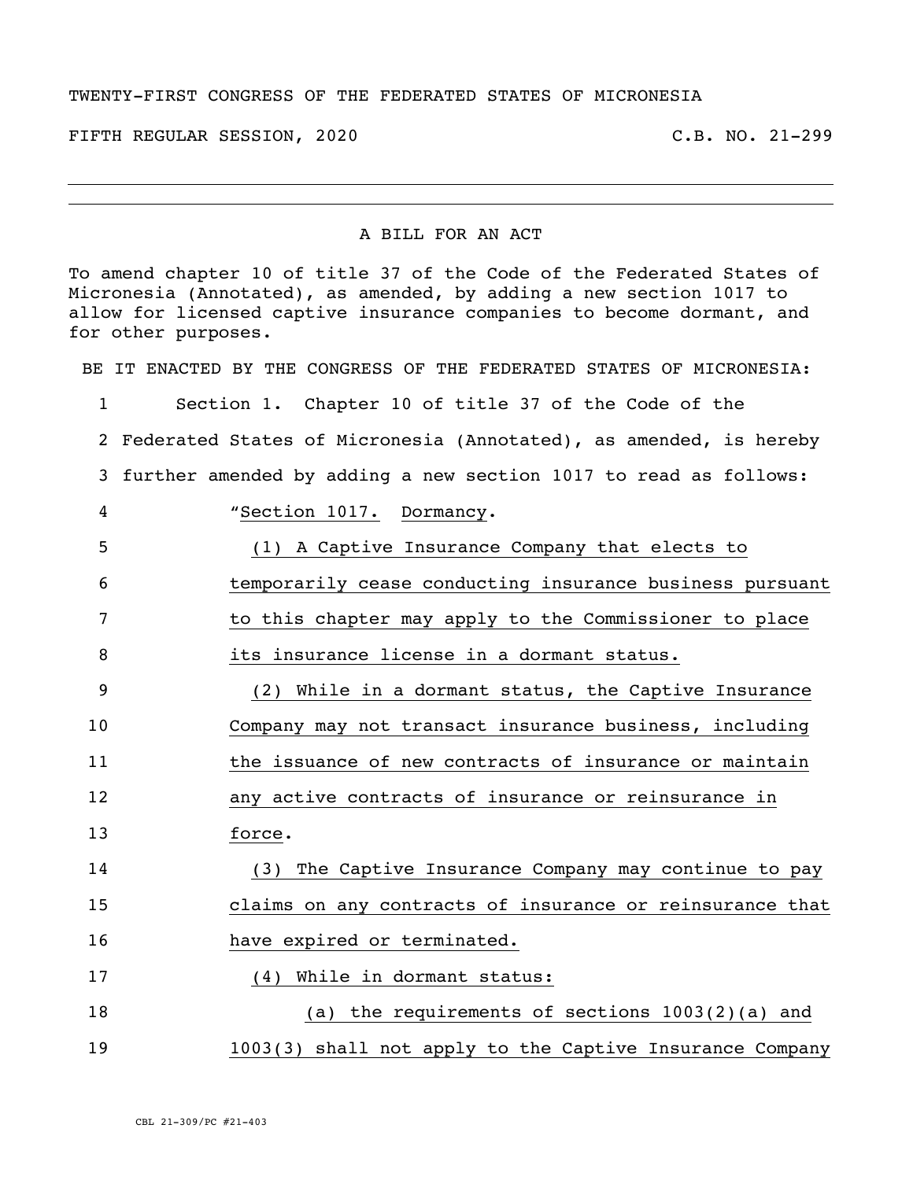TWENTY-FIRST CONGRESS OF THE FEDERATED STATES OF MICRONESIA

FIFTH REGULAR SESSION, 2020 C.B. NO. 21-299

---

A BILL FOR AN ACT

To amend chapter 10 of title 37 of the Code of the Federated States of Micronesia (Annotated), as amended, by adding a new section 1017 to allow for licensed captive insurance companies to become dormant, and for other purposes.

BE IT ENACTED BY THE CONGRESS OF THE FEDERATED STATES OF MICRONESIA:

1 Section 1. Chapter 10 of title 37 of the Code of the
2 Federated States of Micronesia (Annotated), as amended, is hereby
3 further amended by adding a new section 1017 to read as follows:
4 "Section 1017. Dormancy.
5 (1) A Captive Insurance Company that elects to
6 temporarily cease conducting insurance business pursuant
7 to this chapter may apply to the Commissioner to place
8 its insurance license in a dormant status.
9 (2) While in a dormant status, the Captive Insurance
10 Company may not transact insurance business, including
11 the issuance of new contracts of insurance or maintain
12 any active contracts of insurance or reinsurance in
13 force.
14 (3) The Captive Insurance Company may continue to pay
15 claims on any contracts of insurance or reinsurance that
16 have expired or terminated.
17 (4) While in dormant status:
18 (a) the requirements of sections 1003(2)(a) and
19 1003(3) shall not apply to the Captive Insurance Company

CBL 21-309/PC #21-403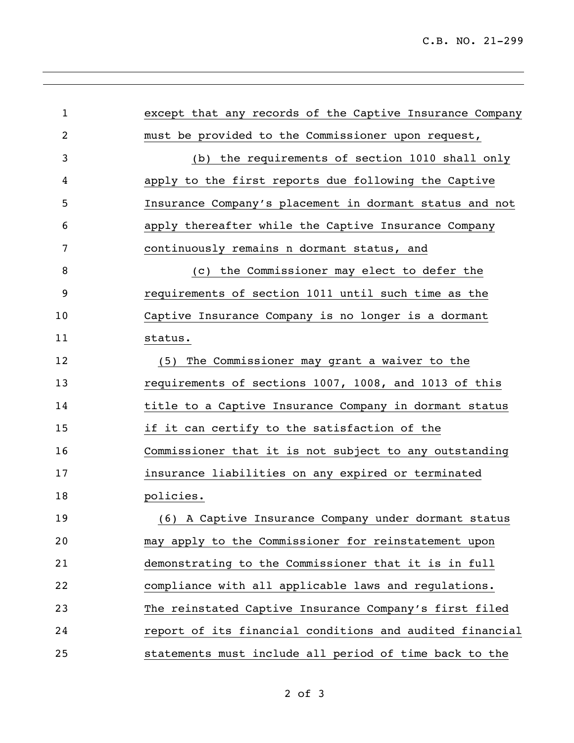except that any records of the Captive Insurance Company must be provided to the Commissioner upon request,

(b) the requirements of section 1010 shall only apply to the first reports due following the Captive Insurance Company's placement in dormant status and not apply thereafter while the Captive Insurance Company continuously remains n dormant status, and

(c) the Commissioner may elect to defer the requirements of section 1011 until such time as the Captive Insurance Company is no longer is a dormant status.

(5) The Commissioner may grant a waiver to the requirements of sections 1007, 1008, and 1013 of this title to a Captive Insurance Company in dormant status if it can certify to the satisfaction of the Commissioner that it is not subject to any outstanding insurance liabilities on any expired or terminated policies.

(6) A Captive Insurance Company under dormant status may apply to the Commissioner for reinstatement upon demonstrating to the Commissioner that it is in full compliance with all applicable laws and regulations. The reinstated Captive Insurance Company's first filed report of its financial conditions and audited financial statements must include all period of time back to the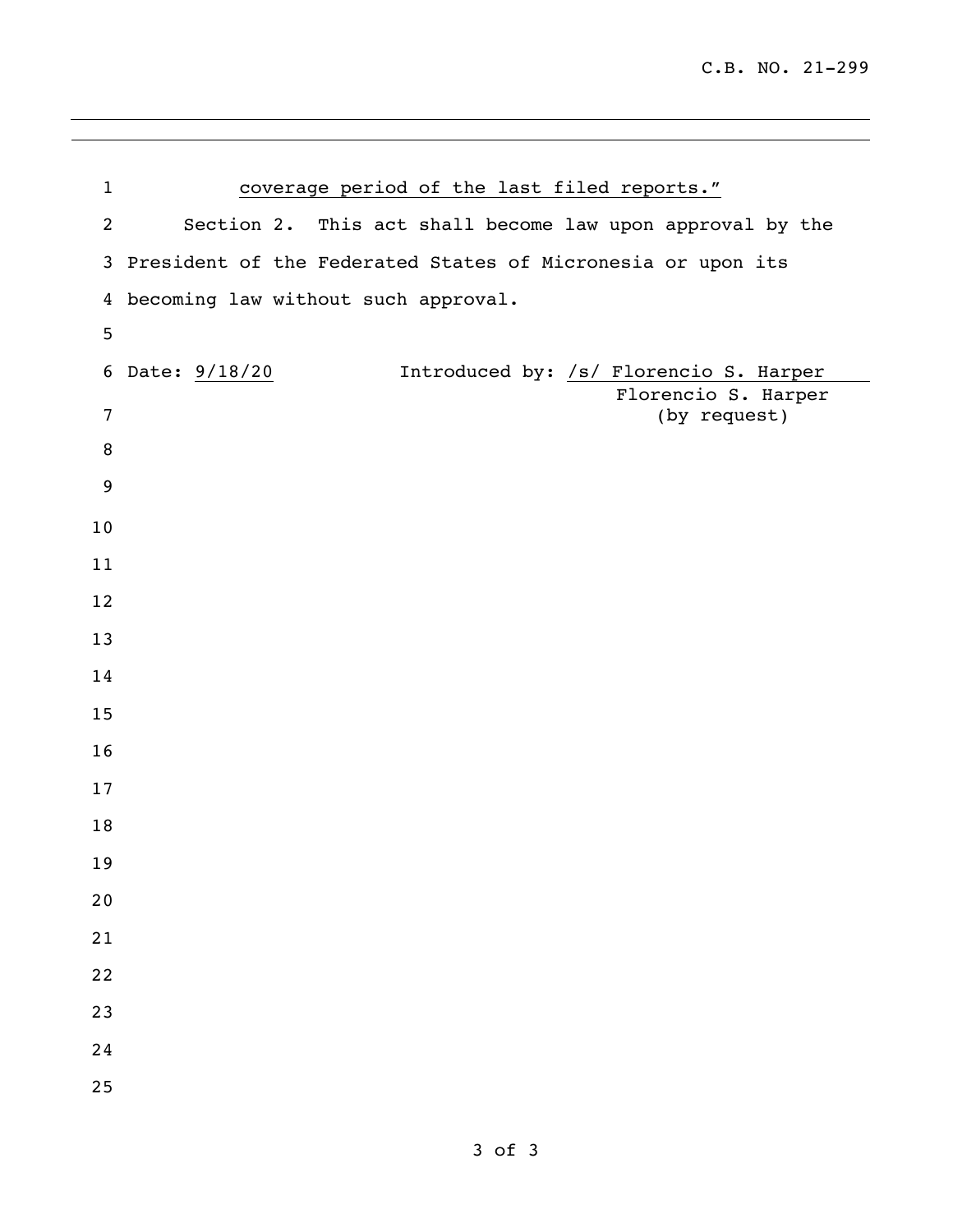coverage period of the last filed reports."

Section 2. This act shall become law upon approval by the President of the Federated States of Micronesia or upon its becoming law without such approval.

Date: 9/18/20 Introduced by: /s/ Florencio S. Harper

Florencio S. Harper
(by request)